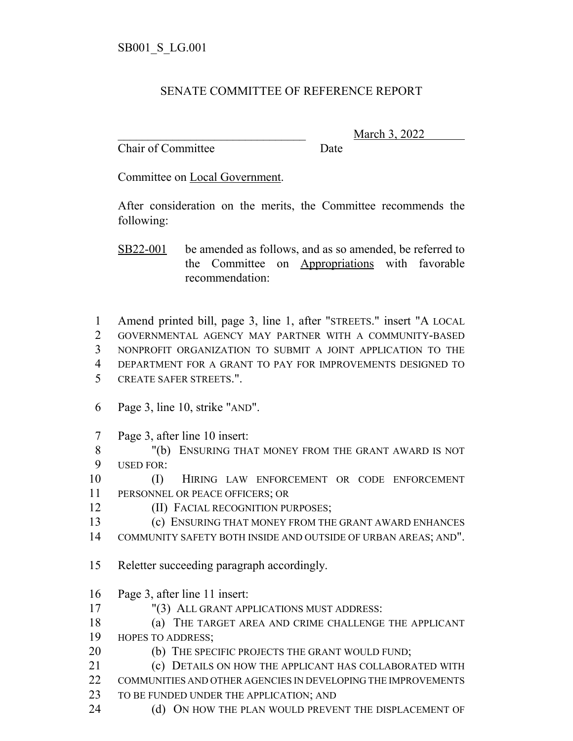SB001_S_LG.001

## SENATE COMMITTEE OF REFERENCE REPORT

_______________________________ March 3, 2022
Chair of Committee Date

Committee on Local Government.

After consideration on the merits, the Committee recommends the following:

SB22-001 be amended as follows, and as so amended, be referred to the Committee on Appropriations with favorable recommendation:

1 Amend printed bill, page 3, line 1, after "STREETS." insert "A LOCAL
2 GOVERNMENTAL AGENCY MAY PARTNER WITH A COMMUNITY-BASED
3 NONPROFIT ORGANIZATION TO SUBMIT A JOINT APPLICATION TO THE
4 DEPARTMENT FOR A GRANT TO PAY FOR IMPROVEMENTS DESIGNED TO
5 CREATE SAFER STREETS.".

6 Page 3, line 10, strike "AND".

7 Page 3, after line 10 insert:
8 "(b) ENSURING THAT MONEY FROM THE GRANT AWARD IS NOT
9 USED FOR:
10 (I) HIRING LAW ENFORCEMENT OR CODE ENFORCEMENT
11 PERSONNEL OR PEACE OFFICERS; OR
12 (II) FACIAL RECOGNITION PURPOSES;
13 (c) ENSURING THAT MONEY FROM THE GRANT AWARD ENHANCES
14 COMMUNITY SAFETY BOTH INSIDE AND OUTSIDE OF URBAN AREAS; AND".

15 Reletter succeeding paragraph accordingly.

16 Page 3, after line 11 insert:
17 "(3) ALL GRANT APPLICATIONS MUST ADDRESS:
18 (a) THE TARGET AREA AND CRIME CHALLENGE THE APPLICANT
19 HOPES TO ADDRESS;
20 (b) THE SPECIFIC PROJECTS THE GRANT WOULD FUND;
21 (c) DETAILS ON HOW THE APPLICANT HAS COLLABORATED WITH
22 COMMUNITIES AND OTHER AGENCIES IN DEVELOPING THE IMPROVEMENTS
23 TO BE FUNDED UNDER THE APPLICATION; AND
24 (d) ON HOW THE PLAN WOULD PREVENT THE DISPLACEMENT OF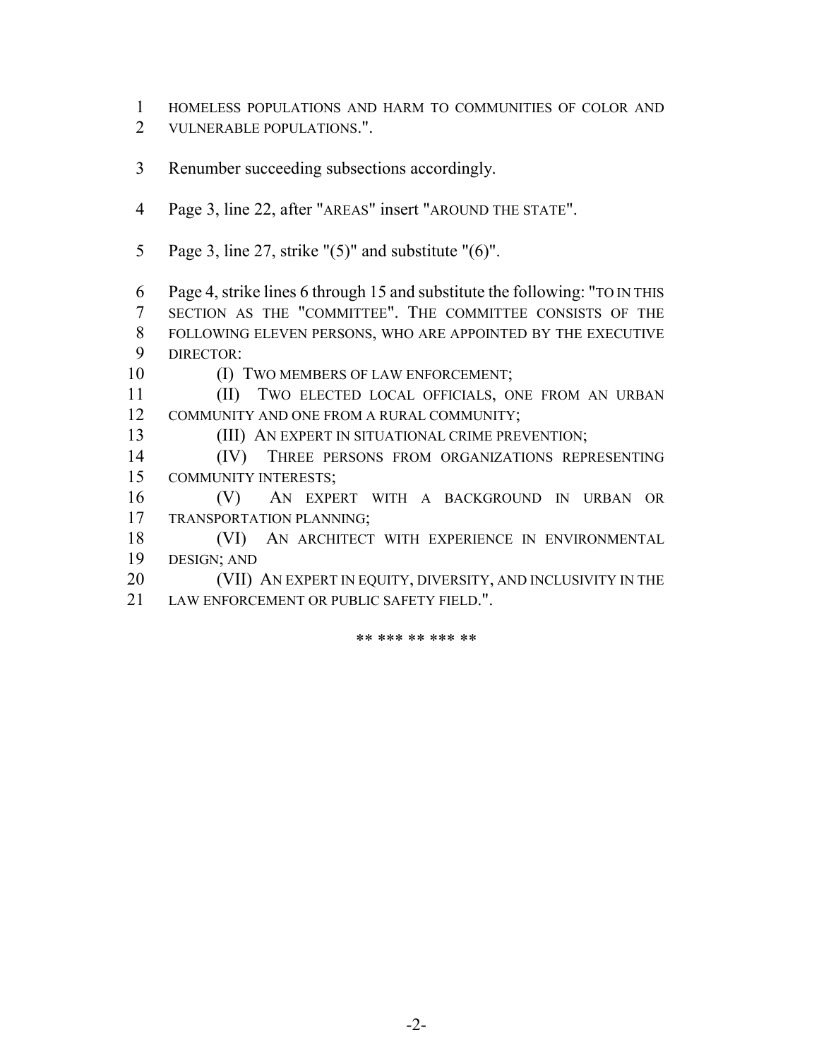HOMELESS POPULATIONS AND HARM TO COMMUNITIES OF COLOR AND VULNERABLE POPULATIONS.".

Renumber succeeding subsections accordingly.

Page 3, line 22, after "AREAS" insert "AROUND THE STATE".

Page 3, line 27, strike "(5)" and substitute "(6)".

Page 4, strike lines 6 through 15 and substitute the following: "TO IN THIS SECTION AS THE "COMMITTEE". THE COMMITTEE CONSISTS OF THE FOLLOWING ELEVEN PERSONS, WHO ARE APPOINTED BY THE EXECUTIVE DIRECTOR:

(I) TWO MEMBERS OF LAW ENFORCEMENT;

(II) TWO ELECTED LOCAL OFFICIALS, ONE FROM AN URBAN COMMUNITY AND ONE FROM A RURAL COMMUNITY;

(III) AN EXPERT IN SITUATIONAL CRIME PREVENTION;

(IV) THREE PERSONS FROM ORGANIZATIONS REPRESENTING COMMUNITY INTERESTS;

(V) AN EXPERT WITH A BACKGROUND IN URBAN OR TRANSPORTATION PLANNING;

(VI) AN ARCHITECT WITH EXPERIENCE IN ENVIRONMENTAL DESIGN; AND

(VII) AN EXPERT IN EQUITY, DIVERSITY, AND INCLUSIVITY IN THE LAW ENFORCEMENT OR PUBLIC SAFETY FIELD.".

** *** ** *** **